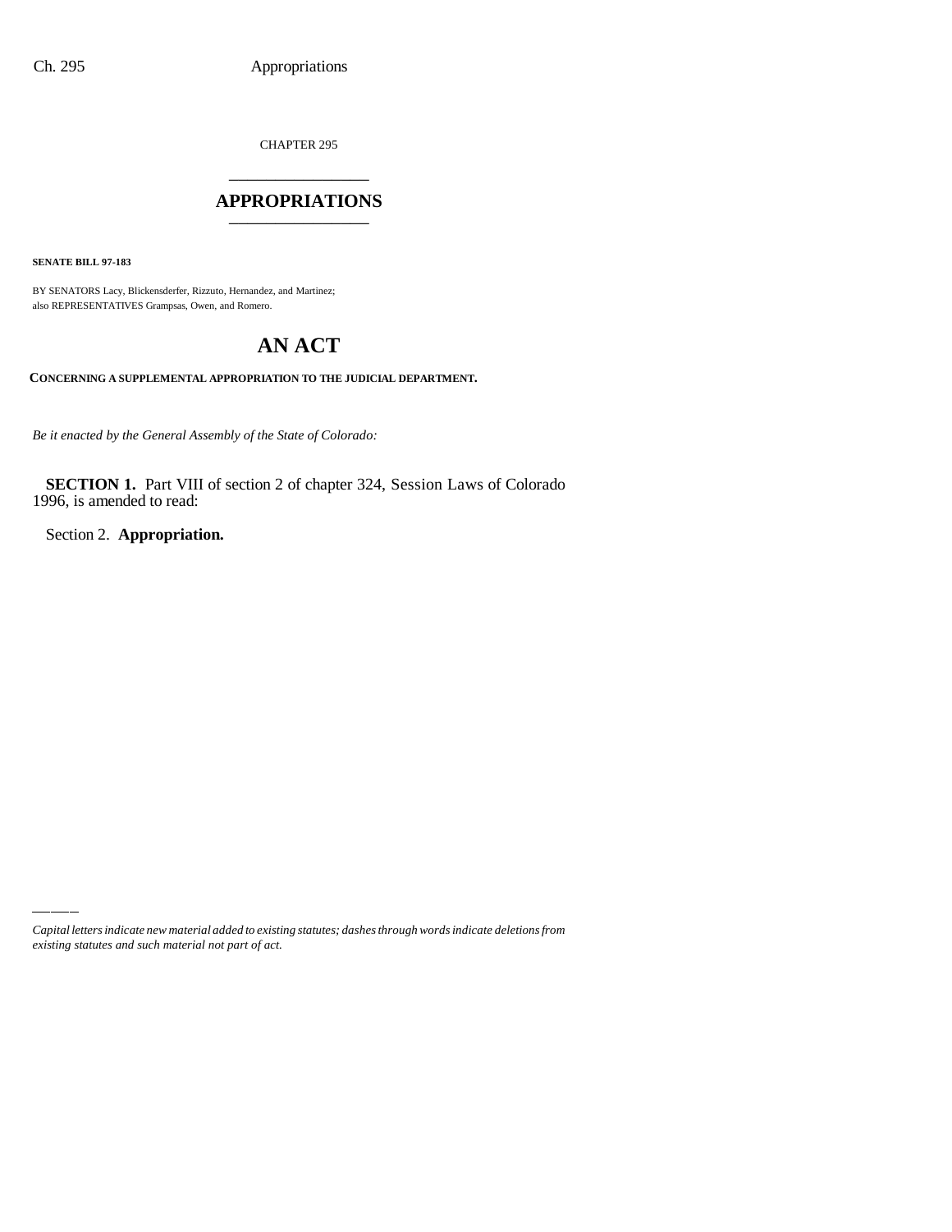CHAPTER 295

# APPROPRIATIONS

**SENATE BILL 97-183**

BY SENATORS Lacy, Blickensderfer, Rizzuto, Hernandez, and Martinez;
also REPRESENTATIVES Grampsas, Owen, and Romero.

# AN ACT

**CONCERNING A SUPPLEMENTAL APPROPRIATION TO THE JUDICIAL DEPARTMENT.**

*Be it enacted by the General Assembly of the State of Colorado:*

**SECTION 1.** Part VIII of section 2 of chapter 324, Session Laws of Colorado 1996, is amended to read:

Section 2. **Appropriation.**

---

*Capital letters indicate new material added to existing statutes; dashes through words indicate deletions from existing statutes and such material not part of act.*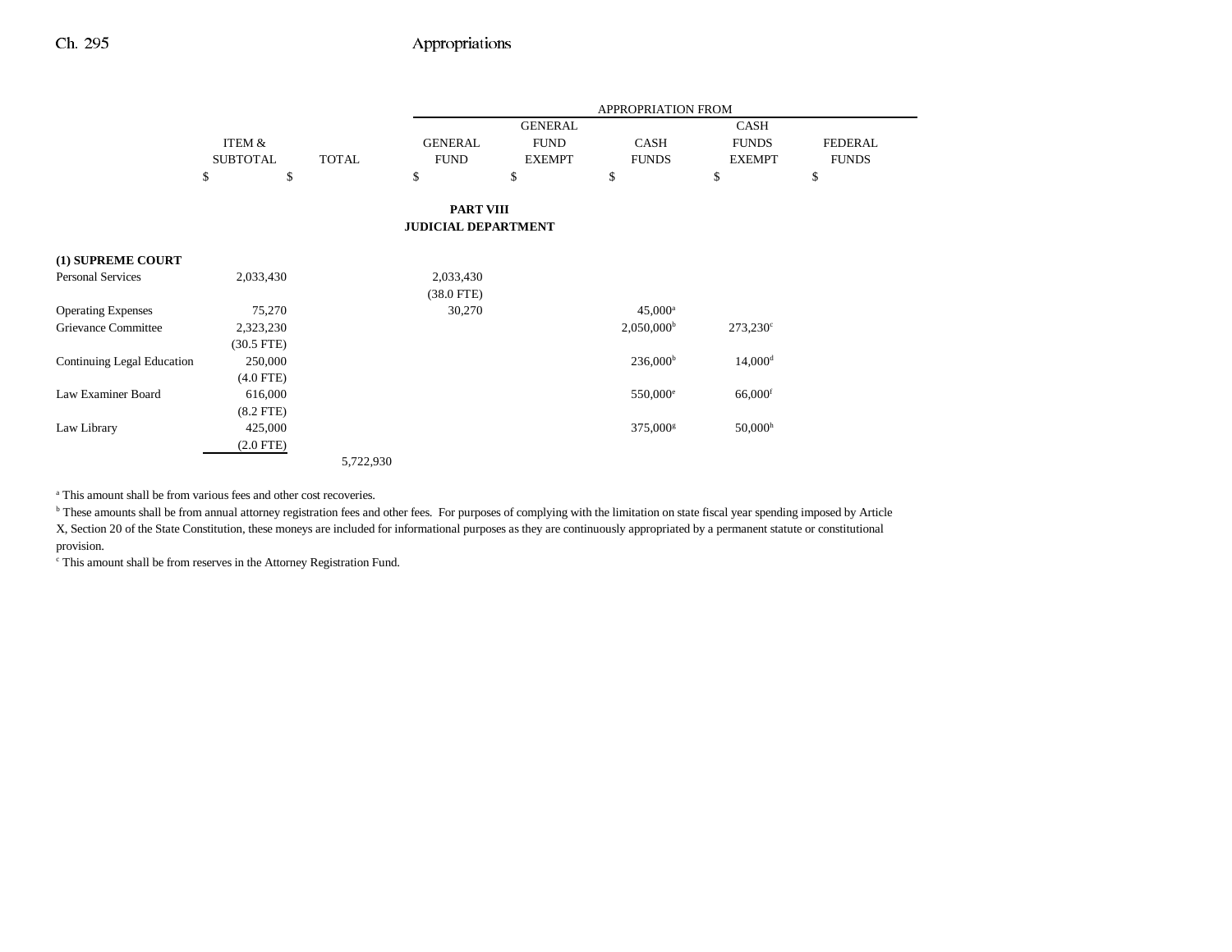| | ITEM & SUBTOTAL | TOTAL | GENERAL FUND | GENERAL FUND EXEMPT | CASH FUNDS | CASH FUNDS EXEMPT | FEDERAL FUNDS |
|---|---|---|---|---|---|---|---|
| | | | APPROPRIATION FROM | | | | |
| | $ | $ | $ | $ | $ | $ | $ |

**PART VIII**
**JUDICIAL DEPARTMENT**

| | ITEM & SUBTOTAL | TOTAL | GENERAL FUND | GENERAL FUND EXEMPT | CASH FUNDS | CASH FUNDS EXEMPT | FEDERAL FUNDS |
|---|---|---|---|---|---|---|---|
| **(1) SUPREME COURT** | | | | | | | |
| Personal Services | 2,033,430 | | 2,033,430 | | | | |
| | | | (38.0 FTE) | | | | |
| Operating Expenses | 75,270 | | 30,270 | | 45,000[a] | | |
| Grievance Committee | 2,323,230 | | | | 2,050,000[b] | 273,230[c] | |
| | (30.5 FTE) | | | | | | |
| Continuing Legal Education | 250,000 | | | | 236,000[b] | 14,000[d] | |
| | (4.0 FTE) | | | | | | |
| Law Examiner Board | 616,000 | | | | 550,000[e] | 66,000[f] | |
| | (8.2 FTE) | | | | | | |
| Law Library | 425,000 | | | | 375,000[g] | 50,000[h] | |
| | (2.0 FTE) | | | | | | |
| | | 5,722,930 | | | | | |

[a] This amount shall be from various fees and other cost recoveries.

[b] These amounts shall be from annual attorney registration fees and other fees. For purposes of complying with the limitation on state fiscal year spending imposed by Article X, Section 20 of the State Constitution, these moneys are included for informational purposes as they are continuously appropriated by a permanent statute or constitutional provision.

[c] This amount shall be from reserves in the Attorney Registration Fund.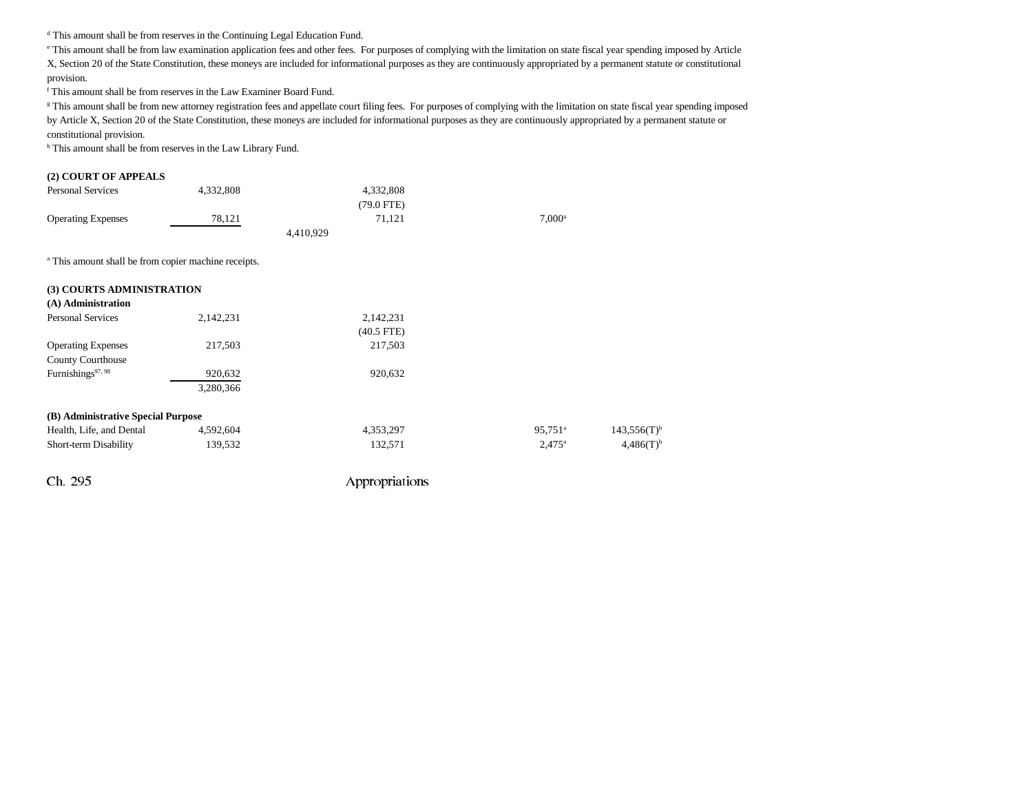[d] This amount shall be from reserves in the Continuing Legal Education Fund.
[e] This amount shall be from law examination application fees and other fees. For purposes of complying with the limitation on state fiscal year spending imposed by Article X, Section 20 of the State Constitution, these moneys are included for informational purposes as they are continuously appropriated by a permanent statute or constitutional provision.
[f] This amount shall be from reserves in the Law Examiner Board Fund.
[g] This amount shall be from new attorney registration fees and appellate court filing fees. For purposes of complying with the limitation on state fiscal year spending imposed by Article X, Section 20 of the State Constitution, these moneys are included for informational purposes as they are continuously appropriated by a permanent statute or constitutional provision.
[h] This amount shall be from reserves in the Law Library Fund.

**(2) COURT OF APPEALS**

| | | | | | |
|---|---|---|---|---|---|
| Personal Services | 4,332,808 | | 4,332,808<br>(79.0 FTE) | | |
| Operating Expenses | 78,121 | | 71,121 | 7,000[a] | |
| | | 4,410,929 | | | |

[a] This amount shall be from copier machine receipts.

**(3) COURTS ADMINISTRATION**

**(A) Administration**

| | | | | | |
|---|---|---|---|---|---|
| Personal Services | 2,142,231 | | 2,142,231<br>(40.5 FTE) | | |
| Operating Expenses | 217,503 | | 217,503 | | |
| County Courthouse Furnishings[97, 98] | 920,632 | | 920,632 | | |
| | 3,280,366 | | | | |

**(B) Administrative Special Purpose**

| | | | | | |
|---|---|---|---|---|---|
| Health, Life, and Dental | 4,592,604 | | 4,353,297 | 95,751[a] | 143,556(T)[b] |
| Short-term Disability | 139,532 | | 132,571 | 2,475[a] | 4,486(T)[b] |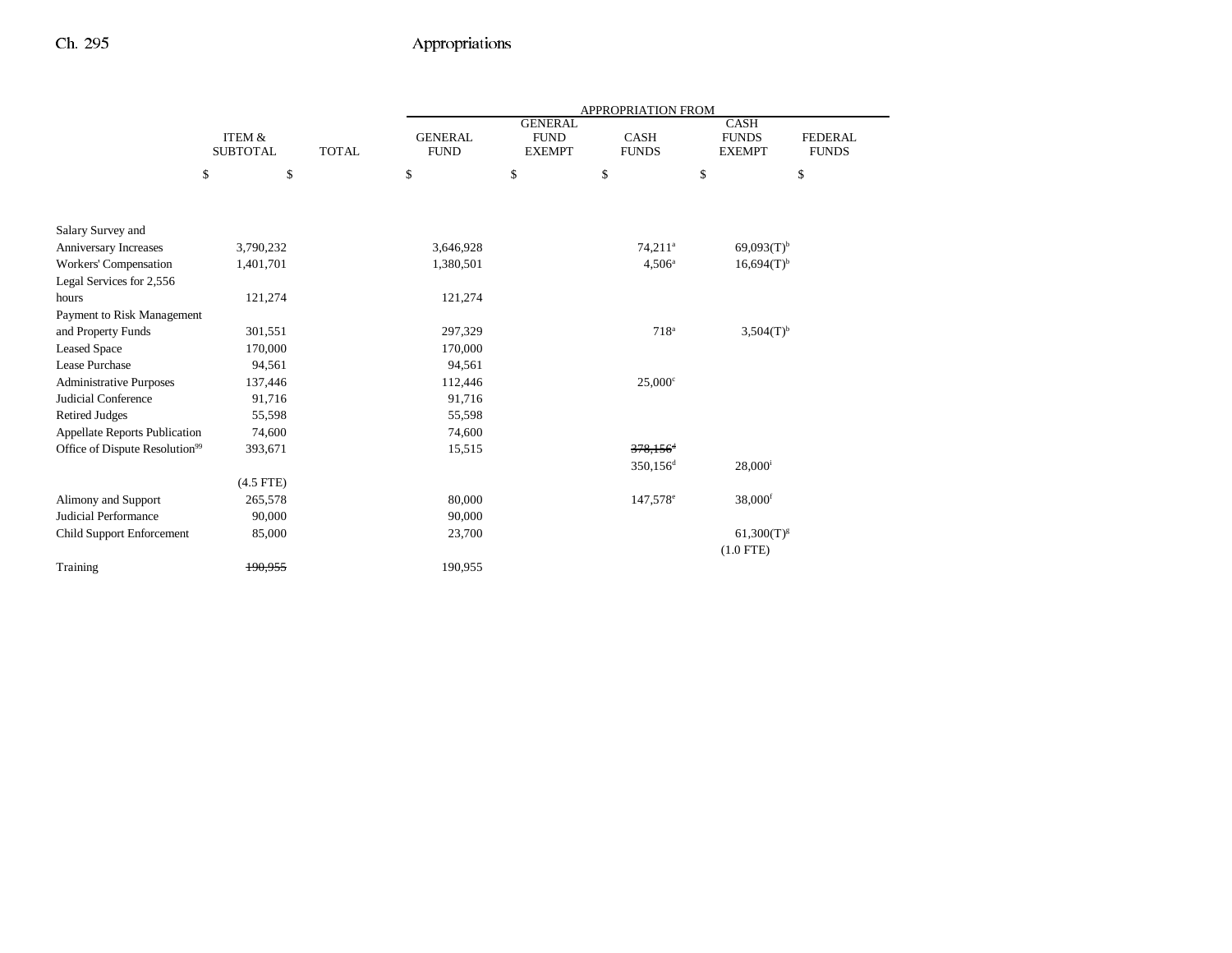| | ITEM & SUBTOTAL | TOTAL | GENERAL FUND | GENERAL FUND EXEMPT | CASH FUNDS | CASH FUNDS EXEMPT | FEDERAL FUNDS |
|---|---|---|---|---|---|---|---|
| | | | APPROPRIATION FROM | | | | |
| | $ | $ | $ | $ | $ | $ | $ |
| Salary Survey and Anniversary Increases | 3,790,232 | | 3,646,928 | | 74,211[a] | 69,093(T)[b] | |
| Workers' Compensation | 1,401,701 | | 1,380,501 | | 4,506[a] | 16,694(T)[b] | |
| Legal Services for 2,556 hours | 121,274 | | 121,274 | | | | |
| Payment to Risk Management and Property Funds | 301,551 | | 297,329 | | 718[a] | 3,504(T)[b] | |
| Leased Space | 170,000 | | 170,000 | | | | |
| Lease Purchase | 94,561 | | 94,561 | | | | |
| Administrative Purposes | 137,446 | | 112,446 | | 25,000[c] | | |
| Judicial Conference | 91,716 | | 91,716 | | | | |
| Retired Judges | 55,598 | | 55,598 | | | | |
| Appellate Reports Publication | 74,600 | | 74,600 | | | | |
| Office of Dispute Resolution[99] | 393,671 | | 15,515 | | ~~378,156[d]~~ | | |
| | | | | | 350,156[d] | 28,000[i] | |
| | (4.5 FTE) | | | | | | |
| Alimony and Support | 265,578 | | 80,000 | | 147,578[e] | 38,000[f] | |
| Judicial Performance | 90,000 | | 90,000 | | | | |
| Child Support Enforcement | 85,000 | | 23,700 | | | 61,300(T)[g] | |
| | | | | | | (1.0 FTE) | |
| Training | ~~190,955~~ | | 190,955 | | | | |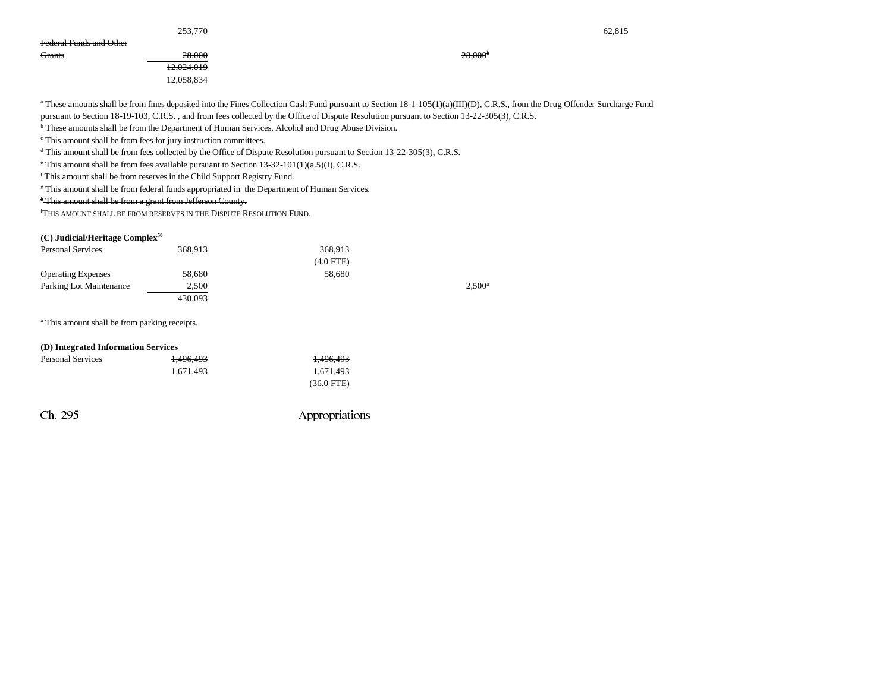| | | | | |
|---|---|---|---|---|
| | 253,770 | | | 62,815 |
| ~~Federal Funds and Other Grants~~ | ~~28,000~~ | | ~~28,000[h]~~ | |
| | ~~12,024,019~~ | | | |
| | 12,058,834 | | | |

[a] These amounts shall be from fines deposited into the Fines Collection Cash Fund pursuant to Section 18-1-105(1)(a)(III)(D), C.R.S., from the Drug Offender Surcharge Fund pursuant to Section 18-19-103, C.R.S. , and from fees collected by the Office of Dispute Resolution pursuant to Section 13-22-305(3), C.R.S.
[b] These amounts shall be from the Department of Human Services, Alcohol and Drug Abuse Division.
[c] This amount shall be from fees for jury instruction committees.
[d] This amount shall be from fees collected by the Office of Dispute Resolution pursuant to Section 13-22-305(3), C.R.S.
[e] This amount shall be from fees available pursuant to Section 13-32-101(1)(a.5)(I), C.R.S.
[f] This amount shall be from reserves in the Child Support Registry Fund.
[g] This amount shall be from federal funds appropriated in the Department of Human Services.
~~[h] This amount shall be from a grant from Jefferson County.~~
[i] THIS AMOUNT SHALL BE FROM RESERVES IN THE DISPUTE RESOLUTION FUND.

**(C) Judicial/Heritage Complex[50]**

| | | | |
|---|---|---|---|
| Personal Services | 368,913 | 368,913 | |
| | | (4.0 FTE) | |
| Operating Expenses | 58,680 | 58,680 | |
| Parking Lot Maintenance | 2,500 | | 2,500[a] |
| | 430,093 | | |

[a] This amount shall be from parking receipts.

**(D) Integrated Information Services**

| | | |
|---|---|---|
| Personal Services | ~~1,496,493~~ | ~~1,496,493~~ |
| | 1,671,493 | 1,671,493 |
| | | (36.0 FTE) |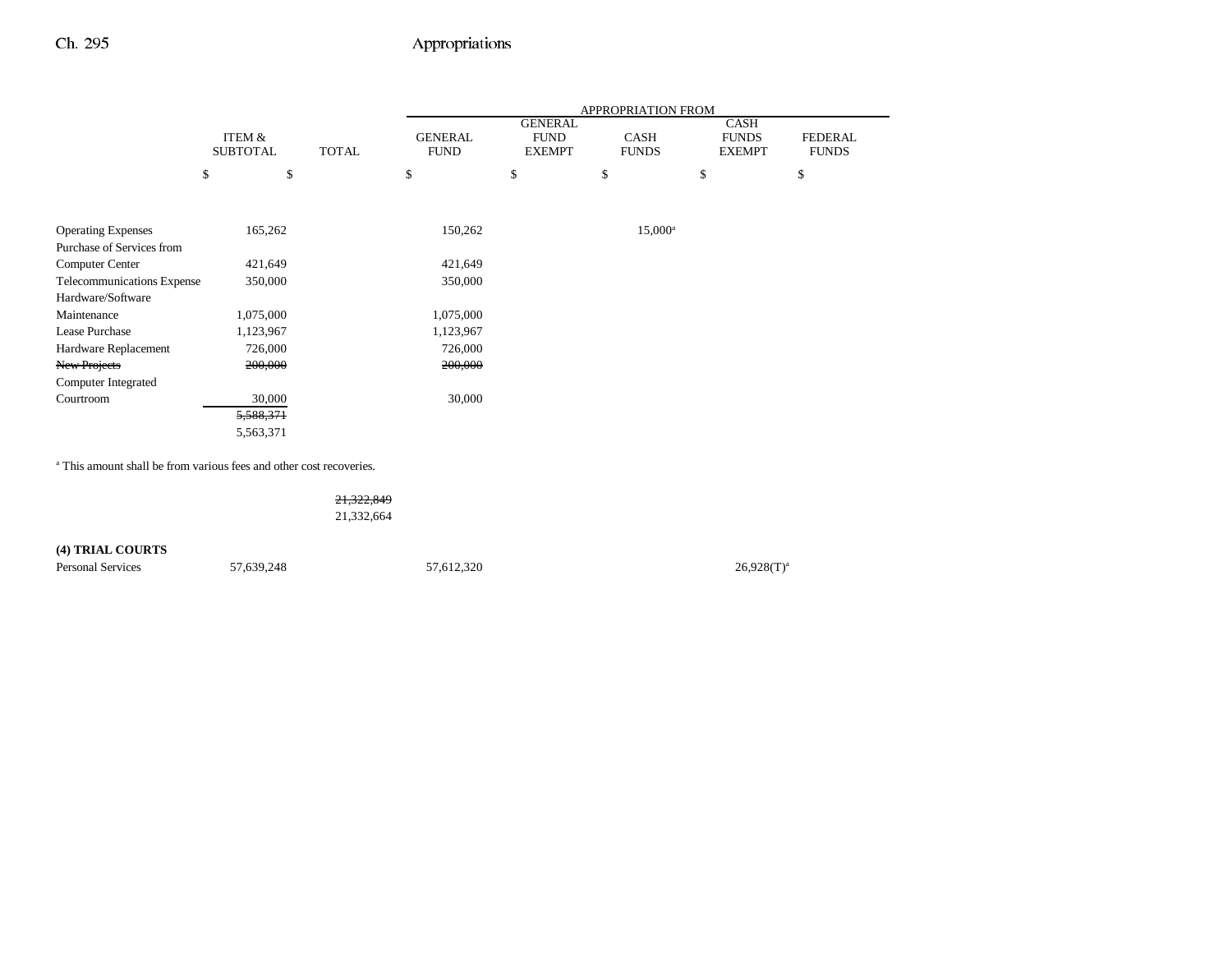| | ITEM & SUBTOTAL | TOTAL | APPROPRIATION FROM GENERAL FUND | GENERAL FUND EXEMPT | CASH FUNDS | CASH FUNDS EXEMPT | FEDERAL FUNDS |
|---|---|---|---|---|---|---|---|
| | $ | $ | $ | $ | $ | $ | $ |
| Operating Expenses | 165,262 | | 150,262 | | 15,000[a] | | |
| Purchase of Services from Computer Center | 421,649 | | 421,649 | | | | |
| Telecommunications Expense | 350,000 | | 350,000 | | | | |
| Hardware/Software Maintenance | 1,075,000 | | 1,075,000 | | | | |
| Lease Purchase | 1,123,967 | | 1,123,967 | | | | |
| Hardware Replacement | 726,000 | | 726,000 | | | | |
| ~~New Projects~~ | ~~200,000~~ | | ~~200,000~~ | | | | |
| Computer Integrated Courtroom | 30,000 | | 30,000 | | | | |
| | ~~5,588,371~~ 5,563,371 | | | | | | |

[a] This amount shall be from various fees and other cost recoveries.

| | ITEM & SUBTOTAL | TOTAL | GENERAL FUND | GENERAL FUND EXEMPT | CASH FUNDS | CASH FUNDS EXEMPT | FEDERAL FUNDS |
|---|---|---|---|---|---|---|---|
| | | ~~21,322,849~~ 21,332,664 | | | | | |
| **(4) TRIAL COURTS** | | | | | | | |
| Personal Services | 57,639,248 | | 57,612,320 | | | 26,928(T)[a] | |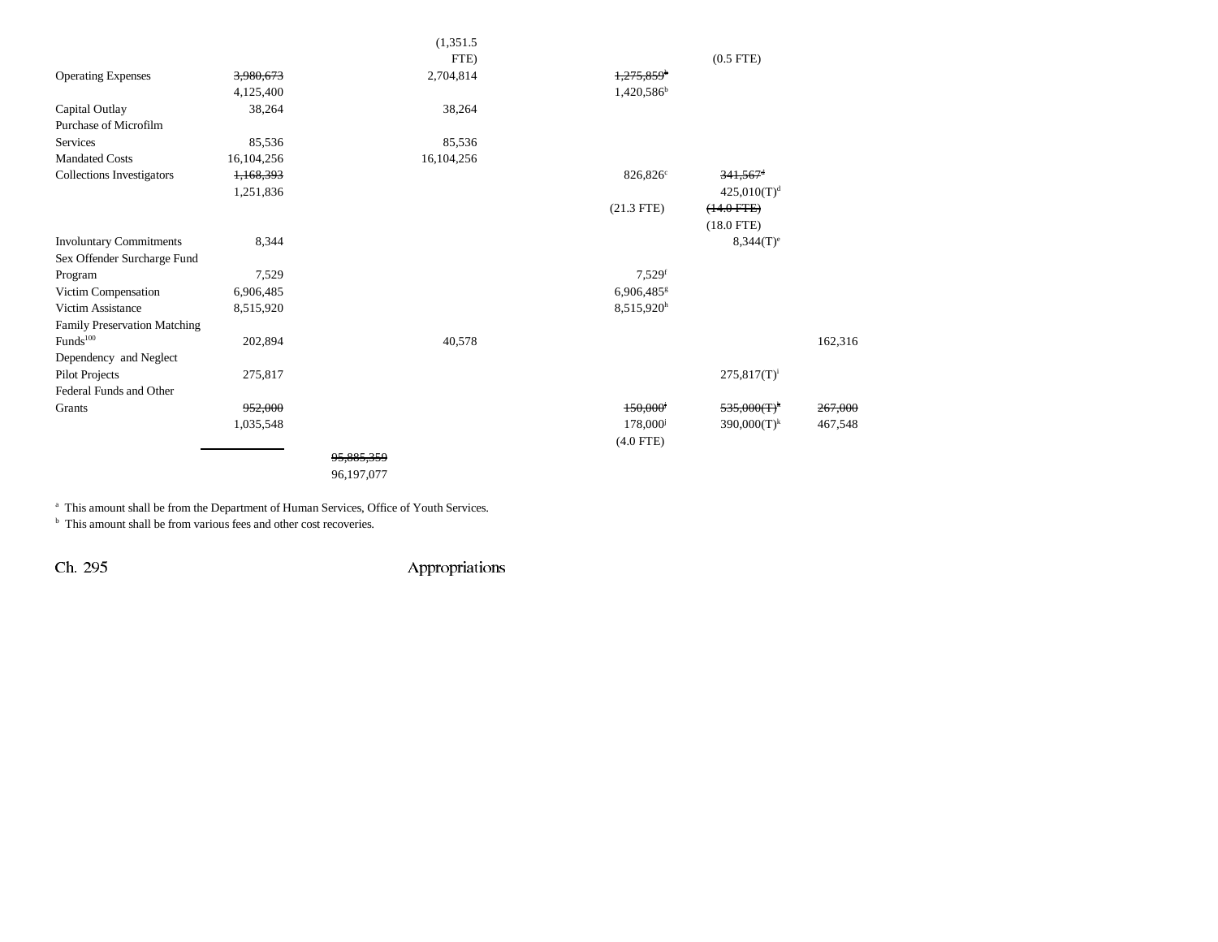| | | | | | | |
|---|---|---|---|---|---|---|
| | | | (1,351.5 FTE) | | (0.5 FTE) | |
| Operating Expenses | ~~3,980,673~~ 4,125,400 | | 2,704,814 | ~~1,275,859[a]~~ 1,420,586[b] | | |
| Capital Outlay | 38,264 | | 38,264 | | | |
| Purchase of Microfilm Services | 85,536 | | 85,536 | | | |
| Mandated Costs | 16,104,256 | | 16,104,256 | | | |
| Collections Investigators | ~~1,168,393~~ 1,251,836 | | | 826,826[c] (21.3 FTE) | ~~341,567[d]~~ 425,010(T)[d] ~~(14.0 FTE)~~ (18.0 FTE) | |
| Involuntary Commitments | 8,344 | | | | 8,344(T)[e] | |
| Sex Offender Surcharge Fund Program | 7,529 | | | 7,529[f] | | |
| Victim Compensation | 6,906,485 | | | 6,906,485[g] | | |
| Victim Assistance | 8,515,920 | | | 8,515,920[h] | | |
| Family Preservation Matching Funds[100] | 202,894 | | 40,578 | | | 162,316 |
| Dependency and Neglect Pilot Projects | 275,817 | | | | 275,817(T)[i] | |
| Federal Funds and Other Grants | ~~952,000~~ 1,035,548 | | | ~~150,000[j]~~ 178,000[j] (4.0 FTE) | ~~535,000(T)[k]~~ 390,000(T)[k] | ~~267,000~~ 467,548 |
| | | ~~95,885,359~~ 96,197,077 | | | | |

[a] This amount shall be from the Department of Human Services, Office of Youth Services.
[b] This amount shall be from various fees and other cost recoveries.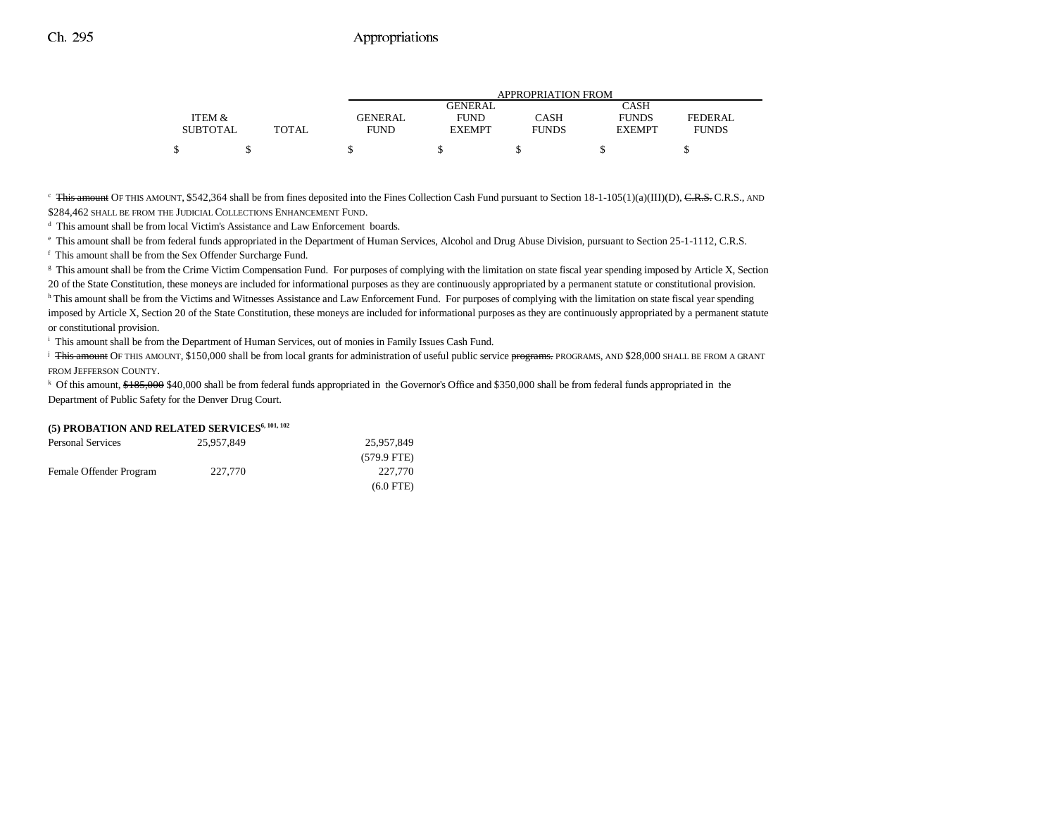| ITEM & SUBTOTAL | TOTAL | APPROPRIATION FROM GENERAL FUND | GENERAL FUND EXEMPT | CASH FUNDS | CASH FUNDS EXEMPT | FEDERAL FUNDS |
|---|---|---|---|---|---|---|
| $ | $ | $ | $ | $ | $ | $ |

[c] ~~This amount~~ OF THIS AMOUNT, $542,364 shall be from fines deposited into the Fines Collection Cash Fund pursuant to Section 18-1-105(1)(a)(III)(D), ~~C.R.S.~~ C.R.S., AND $284,462 SHALL BE FROM THE JUDICIAL COLLECTIONS ENHANCEMENT FUND.

[d] This amount shall be from local Victim's Assistance and Law Enforcement boards.

[e] This amount shall be from federal funds appropriated in the Department of Human Services, Alcohol and Drug Abuse Division, pursuant to Section 25-1-1112, C.R.S.

[f] This amount shall be from the Sex Offender Surcharge Fund.

[g] This amount shall be from the Crime Victim Compensation Fund. For purposes of complying with the limitation on state fiscal year spending imposed by Article X, Section 20 of the State Constitution, these moneys are included for informational purposes as they are continuously appropriated by a permanent statute or constitutional provision.

[h] This amount shall be from the Victims and Witnesses Assistance and Law Enforcement Fund. For purposes of complying with the limitation on state fiscal year spending imposed by Article X, Section 20 of the State Constitution, these moneys are included for informational purposes as they are continuously appropriated by a permanent statute or constitutional provision.

[i] This amount shall be from the Department of Human Services, out of monies in Family Issues Cash Fund.

[j] ~~This amount~~ OF THIS AMOUNT, $150,000 shall be from local grants for administration of useful public service ~~programs.~~ PROGRAMS, AND $28,000 SHALL BE FROM A GRANT FROM JEFFERSON COUNTY.

[k] Of this amount, ~~$185,000~~ $40,000 shall be from federal funds appropriated in the Governor's Office and $350,000 shall be from federal funds appropriated in the Department of Public Safety for the Denver Drug Court.

**(5) PROBATION AND RELATED SERVICES**[6, 101, 102]

| | ITEM & SUBTOTAL | TOTAL | GENERAL FUND | GENERAL FUND EXEMPT | CASH FUNDS | CASH FUNDS EXEMPT | FEDERAL FUNDS |
|---|---|---|---|---|---|---|---|
| Personal Services | 25,957,849 | | 25,957,849 | | | | |
| | | | (579.9 FTE) | | | | |
| Female Offender Program | 227,770 | | 227,770 | | | | |
| | | | (6.0 FTE) | | | | |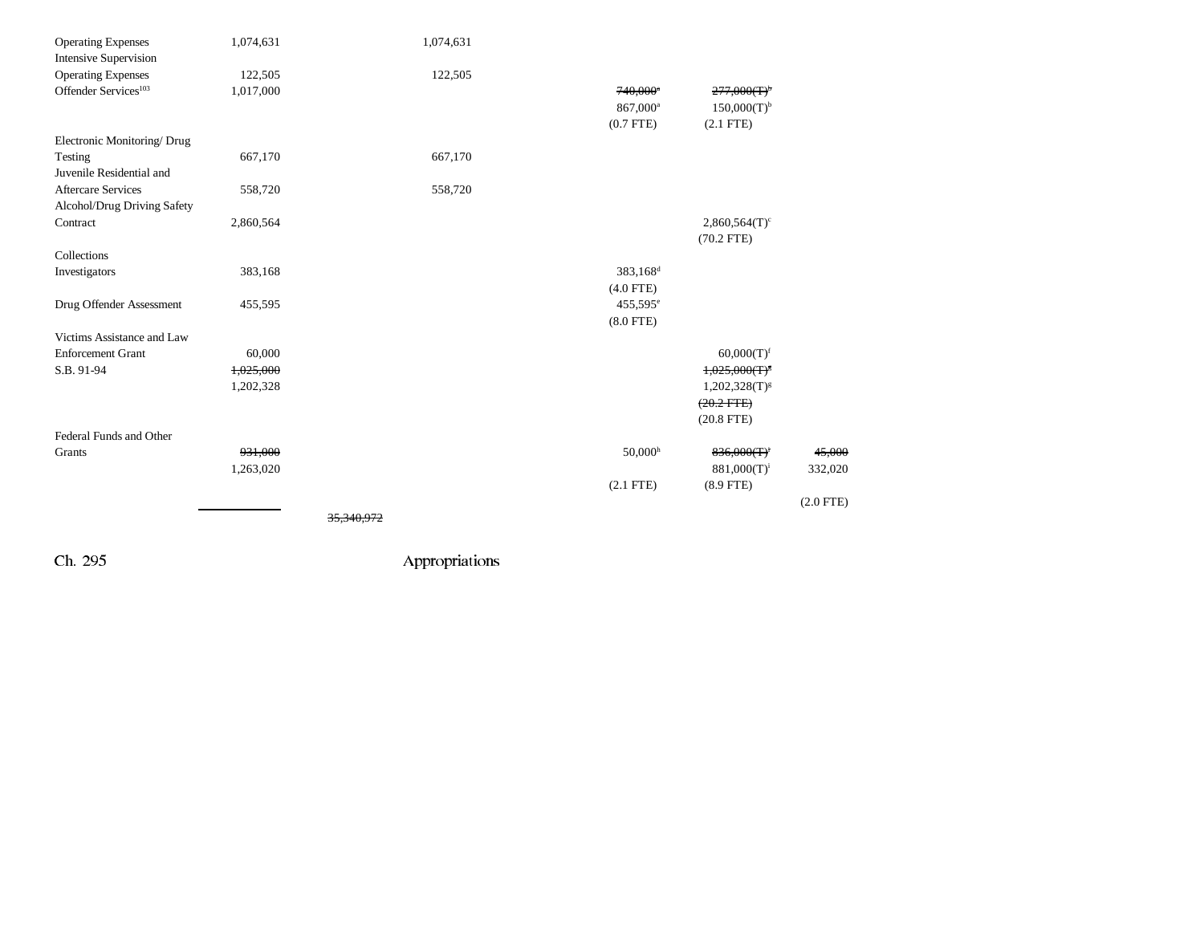| | | | | | | |
|---|---|---|---|---|---|---|
| Operating Expenses | 1,074,631 | | 1,074,631 | | | |
| Intensive Supervision | | | | | | |
| Operating Expenses | 122,505 | | 122,505 | | | |
| Offender Services[103] | 1,017,000 | | | ~~740,000[a]~~ | ~~277,000(T)[b]~~ | |
| | | | | 867,000[a] | 150,000(T)[b] | |
| | | | | (0.7 FTE) | (2.1 FTE) | |
| Electronic Monitoring/ Drug Testing | 667,170 | | 667,170 | | | |
| Juvenile Residential and Aftercare Services | 558,720 | | 558,720 | | | |
| Alcohol/Drug Driving Safety Contract | 2,860,564 | | | | 2,860,564(T)[c] | |
| | | | | | (70.2 FTE) | |
| Collections Investigators | 383,168 | | | 383,168[d] | | |
| | | | | (4.0 FTE) | | |
| Drug Offender Assessment | 455,595 | | | 455,595[e] | | |
| | | | | (8.0 FTE) | | |
| Victims Assistance and Law Enforcement Grant | 60,000 | | | | 60,000(T)[f] | |
| S.B. 91-94 | ~~1,025,000~~ | | | | ~~1,025,000(T)[g]~~ | |
| | 1,202,328 | | | | 1,202,328(T)[g] | |
| | | | | | ~~(20.2 FTE)~~ | |
| | | | | | (20.8 FTE) | |
| Federal Funds and Other Grants | ~~931,000~~ | | | 50,000[h] | ~~836,000(T)[i]~~ | ~~45,000~~ |
| | 1,263,020 | | | | 881,000(T)[i] | 332,020 |
| | | | | (2.1 FTE) | (8.9 FTE) | |
| | | | | | | (2.0 FTE) |
| | | ~~35,340,972~~ | | | | |

Ch. 295 Appropriations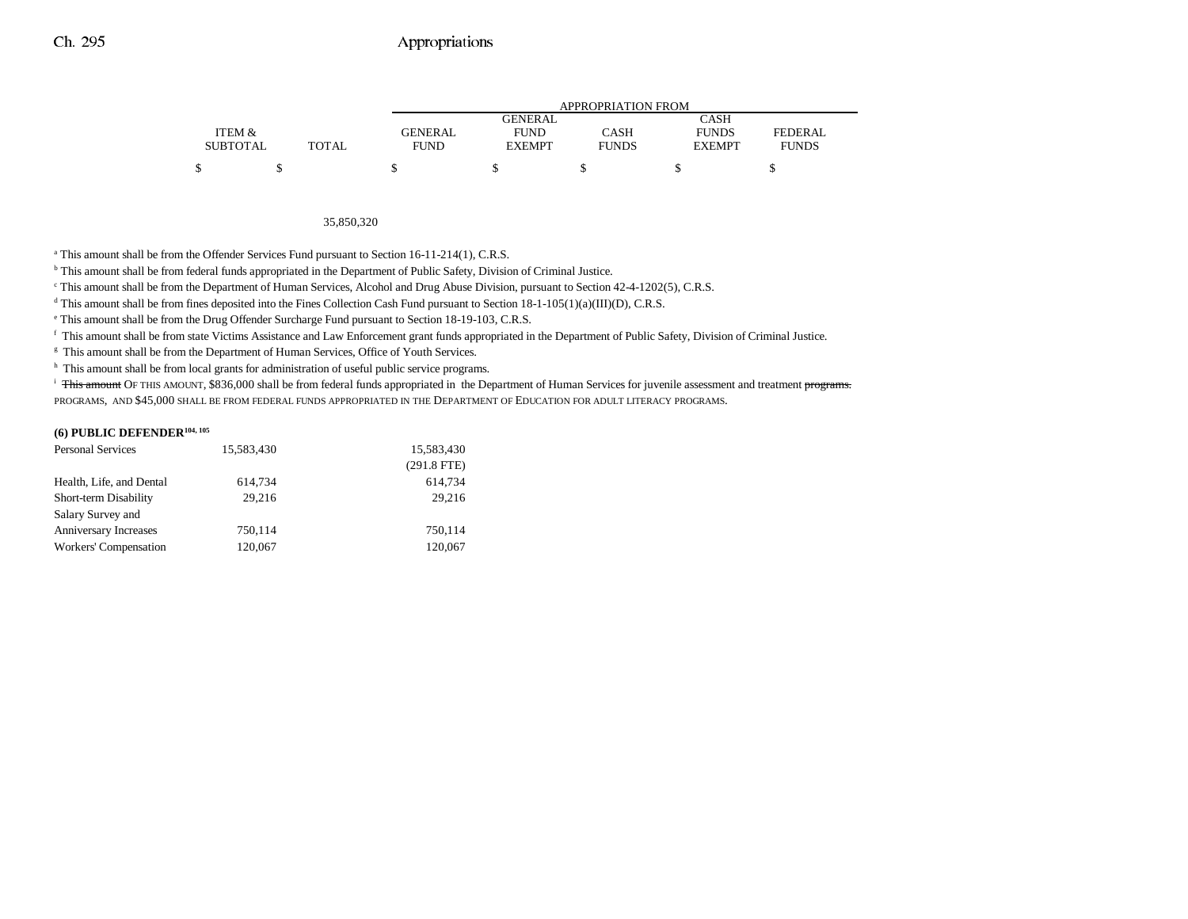| ITEM & SUBTOTAL | TOTAL | GENERAL FUND | GENERAL FUND EXEMPT | CASH FUNDS | CASH FUNDS EXEMPT | FEDERAL FUNDS |
|---|---|---|---|---|---|---|
| $ | $ | $ | $ | $ | $ | $ |
| | 35,850,320 | | | | | |

[a] This amount shall be from the Offender Services Fund pursuant to Section 16-11-214(1), C.R.S.

[b] This amount shall be from federal funds appropriated in the Department of Public Safety, Division of Criminal Justice.

[c] This amount shall be from the Department of Human Services, Alcohol and Drug Abuse Division, pursuant to Section 42-4-1202(5), C.R.S.

[d] This amount shall be from fines deposited into the Fines Collection Cash Fund pursuant to Section 18-1-105(1)(a)(III)(D), C.R.S.

[e] This amount shall be from the Drug Offender Surcharge Fund pursuant to Section 18-19-103, C.R.S.

[f] This amount shall be from state Victims Assistance and Law Enforcement grant funds appropriated in the Department of Public Safety, Division of Criminal Justice.

[g] This amount shall be from the Department of Human Services, Office of Youth Services.

[h] This amount shall be from local grants for administration of useful public service programs.

[i] ~~This amount~~ OF THIS AMOUNT, $836,000 shall be from federal funds appropriated in the Department of Human Services for juvenile assessment and treatment ~~programs.~~ PROGRAMS, AND $45,000 SHALL BE FROM FEDERAL FUNDS APPROPRIATED IN THE DEPARTMENT OF EDUCATION FOR ADULT LITERACY PROGRAMS.

**(6) PUBLIC DEFENDER**[104, 105]

| | ITEM & SUBTOTAL | TOTAL | GENERAL FUND | GENERAL FUND EXEMPT | CASH FUNDS | CASH FUNDS EXEMPT | FEDERAL FUNDS |
|---|---|---|---|---|---|---|---|
| Personal Services | 15,583,430 | | 15,583,430 | | | | |
| | | | (291.8 FTE) | | | | |
| Health, Life, and Dental | 614,734 | | 614,734 | | | | |
| Short-term Disability | 29,216 | | 29,216 | | | | |
| Salary Survey and Anniversary Increases | 750,114 | | 750,114 | | | | |
| Workers' Compensation | 120,067 | | 120,067 | | | | |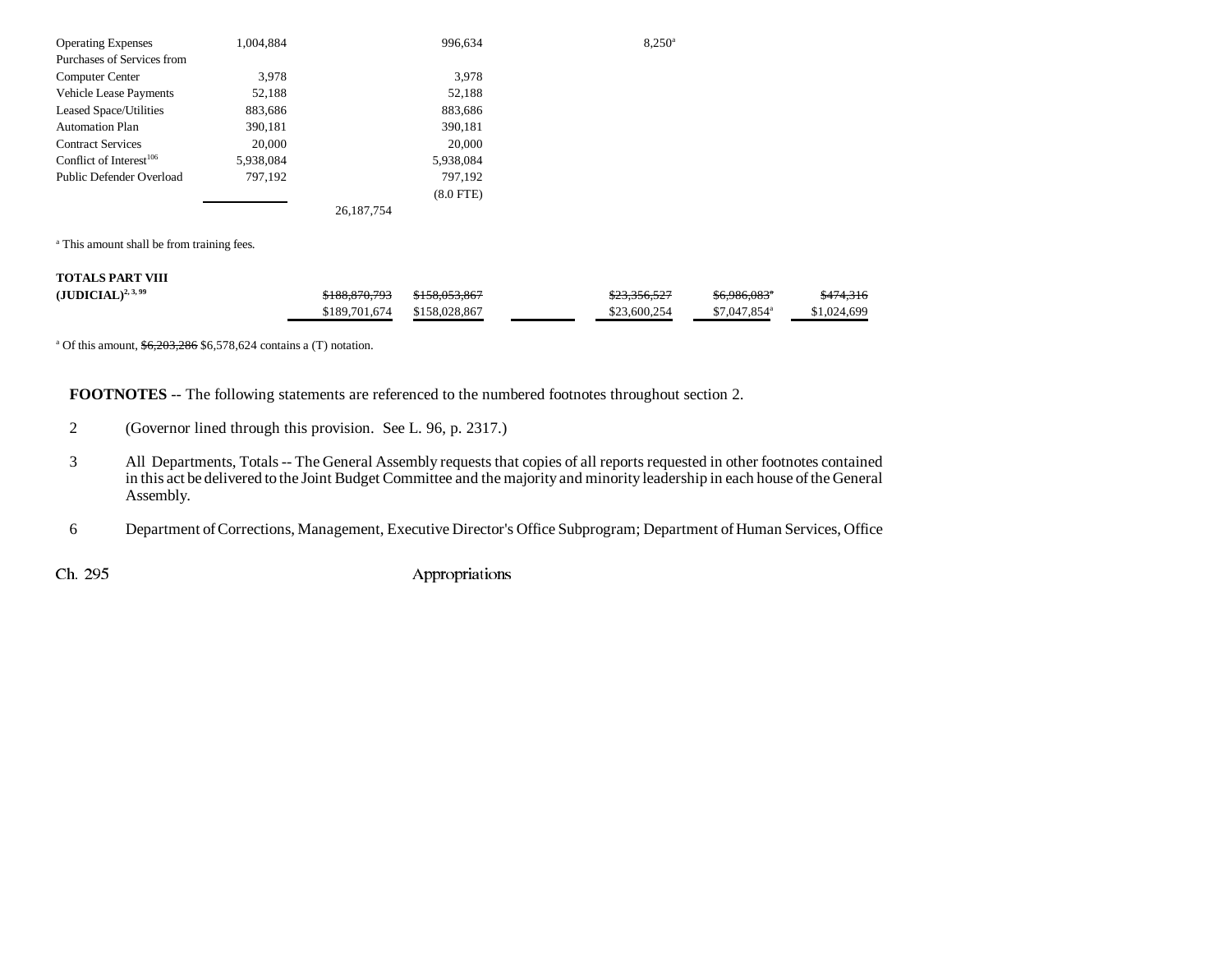| | | | | | | | |
|---|---|---|---|---|---|---|---|
| Operating Expenses | 1,004,884 | | 996,634 | | 8,250[a] | | |
| Purchases of Services from Computer Center | 3,978 | | 3,978 | | | | |
| Vehicle Lease Payments | 52,188 | | 52,188 | | | | |
| Leased Space/Utilities | 883,686 | | 883,686 | | | | |
| Automation Plan | 390,181 | | 390,181 | | | | |
| Contract Services | 20,000 | | 20,000 | | | | |
| Conflict of Interest[106] | 5,938,084 | | 5,938,084 | | | | |
| Public Defender Overload | 797,192 | | 797,192 | | | | |
| | | | (8.0 FTE) | | | | |
| | | 26,187,754 | | | | | |

[a] This amount shall be from training fees.

| | | | | | | |
|---|---|---|---|---|---|---|
| **TOTALS PART VIII (JUDICIAL)**[2, 3, 99] | ~~$188,870,793~~ | ~~$158,053,867~~ | | ~~$23,356,527~~ | ~~$6,986,083[a]~~ | ~~$474,316~~ |
| | $189,701,674 | $158,028,867 | | $23,600,254 | $7,047,854[a] | $1,024,699 |

[a] Of this amount, ~~$6,203,286~~ $6,578,624 contains a (T) notation.

**FOOTNOTES** -- The following statements are referenced to the numbered footnotes throughout section 2.

2 (Governor lined through this provision. See L. 96, p. 2317.)

3 All Departments, Totals -- The General Assembly requests that copies of all reports requested in other footnotes contained in this act be delivered to the Joint Budget Committee and the majority and minority leadership in each house of the General Assembly.

6 Department of Corrections, Management, Executive Director's Office Subprogram; Department of Human Services, Office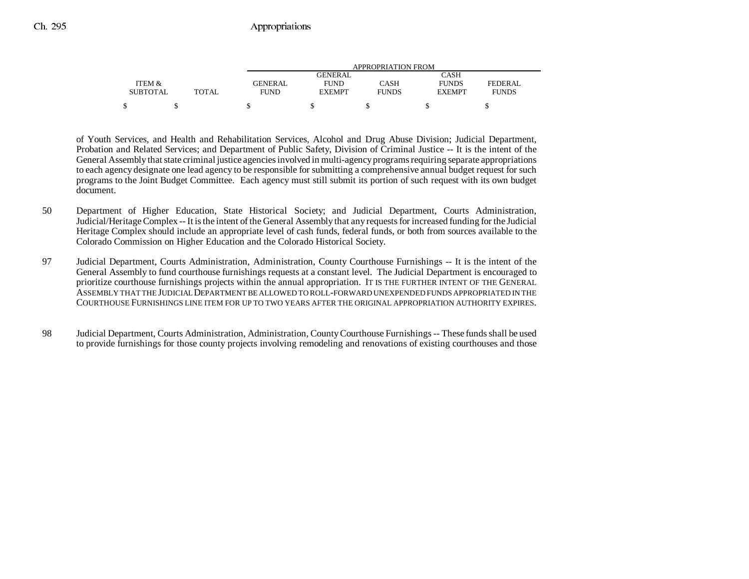| ITEM & SUBTOTAL | TOTAL | APPROPRIATION FROM GENERAL FUND | GENERAL FUND EXEMPT | CASH FUNDS | CASH FUNDS EXEMPT | FEDERAL FUNDS |
|---|---|---|---|---|---|---|
| $ | $ | $ | $ | $ | $ | $ |

of Youth Services, and Health and Rehabilitation Services, Alcohol and Drug Abuse Division; Judicial Department, Probation and Related Services; and Department of Public Safety, Division of Criminal Justice -- It is the intent of the General Assembly that state criminal justice agencies involved in multi-agency programs requiring separate appropriations to each agency designate one lead agency to be responsible for submitting a comprehensive annual budget request for such programs to the Joint Budget Committee. Each agency must still submit its portion of such request with its own budget document.

50 Department of Higher Education, State Historical Society; and Judicial Department, Courts Administration, Judicial/Heritage Complex -- It is the intent of the General Assembly that any requests for increased funding for the Judicial Heritage Complex should include an appropriate level of cash funds, federal funds, or both from sources available to the Colorado Commission on Higher Education and the Colorado Historical Society.

97 Judicial Department, Courts Administration, Administration, County Courthouse Furnishings -- It is the intent of the General Assembly to fund courthouse furnishings requests at a constant level. The Judicial Department is encouraged to prioritize courthouse furnishings projects within the annual appropriation. IT IS THE FURTHER INTENT OF THE GENERAL ASSEMBLY THAT THE JUDICIAL DEPARTMENT BE ALLOWED TO ROLL-FORWARD UNEXPENDED FUNDS APPROPRIATED IN THE COURTHOUSE FURNISHINGS LINE ITEM FOR UP TO TWO YEARS AFTER THE ORIGINAL APPROPRIATION AUTHORITY EXPIRES.

98 Judicial Department, Courts Administration, Administration, County Courthouse Furnishings -- These funds shall be used to provide furnishings for those county projects involving remodeling and renovations of existing courthouses and those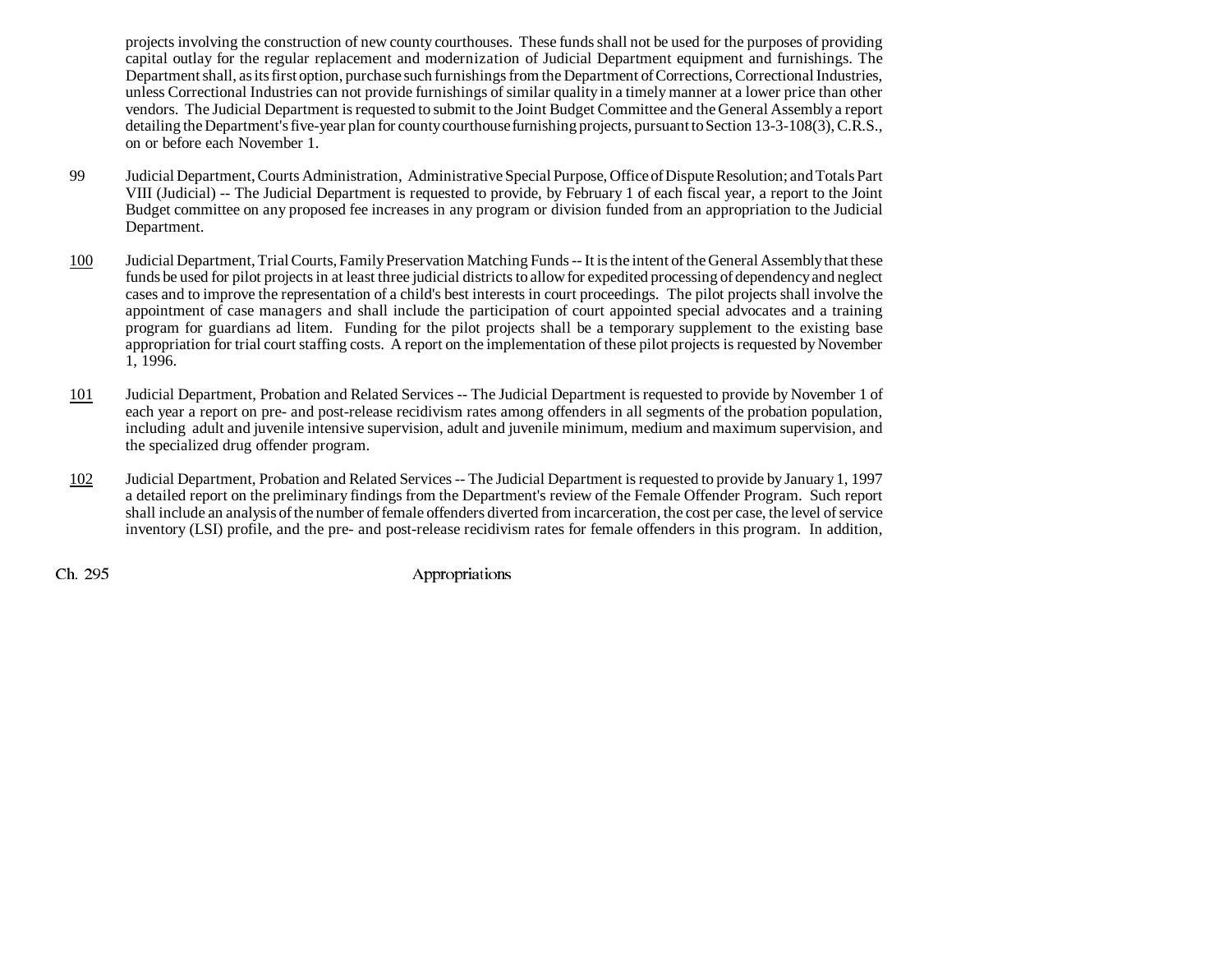projects involving the construction of new county courthouses. These funds shall not be used for the purposes of providing capital outlay for the regular replacement and modernization of Judicial Department equipment and furnishings. The Department shall, as its first option, purchase such furnishings from the Department of Corrections, Correctional Industries, unless Correctional Industries can not provide furnishings of similar quality in a timely manner at a lower price than other vendors. The Judicial Department is requested to submit to the Joint Budget Committee and the General Assembly a report detailing the Department's five-year plan for county courthouse furnishing projects, pursuant to Section 13-3-108(3), C.R.S., on or before each November 1.

99 Judicial Department, Courts Administration, Administrative Special Purpose, Office of Dispute Resolution; and Totals Part VIII (Judicial) -- The Judicial Department is requested to provide, by February 1 of each fiscal year, a report to the Joint Budget committee on any proposed fee increases in any program or division funded from an appropriation to the Judicial Department.

100 Judicial Department, Trial Courts, Family Preservation Matching Funds -- It is the intent of the General Assembly that these funds be used for pilot projects in at least three judicial districts to allow for expedited processing of dependency and neglect cases and to improve the representation of a child's best interests in court proceedings. The pilot projects shall involve the appointment of case managers and shall include the participation of court appointed special advocates and a training program for guardians ad litem. Funding for the pilot projects shall be a temporary supplement to the existing base appropriation for trial court staffing costs. A report on the implementation of these pilot projects is requested by November 1, 1996.

101 Judicial Department, Probation and Related Services -- The Judicial Department is requested to provide by November 1 of each year a report on pre- and post-release recidivism rates among offenders in all segments of the probation population, including adult and juvenile intensive supervision, adult and juvenile minimum, medium and maximum supervision, and the specialized drug offender program.

102 Judicial Department, Probation and Related Services -- The Judicial Department is requested to provide by January 1, 1997 a detailed report on the preliminary findings from the Department's review of the Female Offender Program. Such report shall include an analysis of the number of female offenders diverted from incarceration, the cost per case, the level of service inventory (LSI) profile, and the pre- and post-release recidivism rates for female offenders in this program. In addition,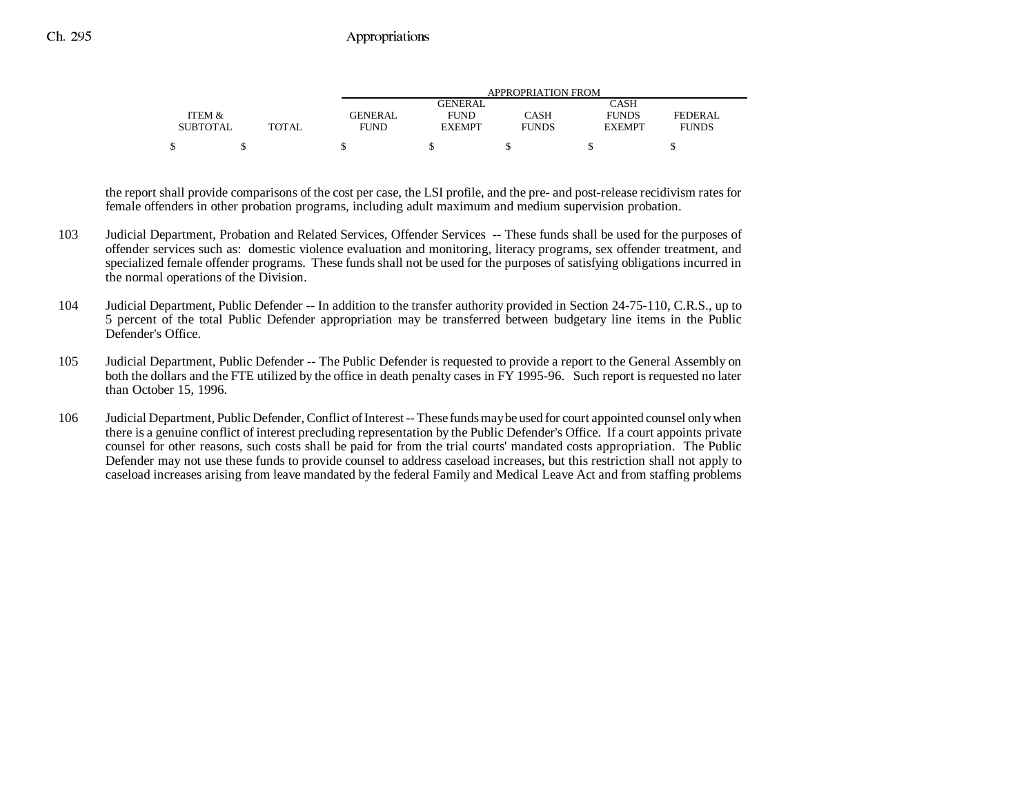| ITEM & SUBTOTAL | TOTAL | APPROPRIATION FROM GENERAL FUND | GENERAL FUND EXEMPT | CASH FUNDS | CASH FUNDS EXEMPT | FEDERAL FUNDS |
|---|---|---|---|---|---|---|
| $ | $ | $ | $ | $ | $ | $ |

the report shall provide comparisons of the cost per case, the LSI profile, and the pre- and post-release recidivism rates for female offenders in other probation programs, including adult maximum and medium supervision probation.

103 Judicial Department, Probation and Related Services, Offender Services -- These funds shall be used for the purposes of offender services such as: domestic violence evaluation and monitoring, literacy programs, sex offender treatment, and specialized female offender programs. These funds shall not be used for the purposes of satisfying obligations incurred in the normal operations of the Division.

104 Judicial Department, Public Defender -- In addition to the transfer authority provided in Section 24-75-110, C.R.S., up to 5 percent of the total Public Defender appropriation may be transferred between budgetary line items in the Public Defender's Office.

105 Judicial Department, Public Defender -- The Public Defender is requested to provide a report to the General Assembly on both the dollars and the FTE utilized by the office in death penalty cases in FY 1995-96. Such report is requested no later than October 15, 1996.

106 Judicial Department, Public Defender, Conflict of Interest -- These funds may be used for court appointed counsel only when there is a genuine conflict of interest precluding representation by the Public Defender's Office. If a court appoints private counsel for other reasons, such costs shall be paid for from the trial courts' mandated costs appropriation. The Public Defender may not use these funds to provide counsel to address caseload increases, but this restriction shall not apply to caseload increases arising from leave mandated by the federal Family and Medical Leave Act and from staffing problems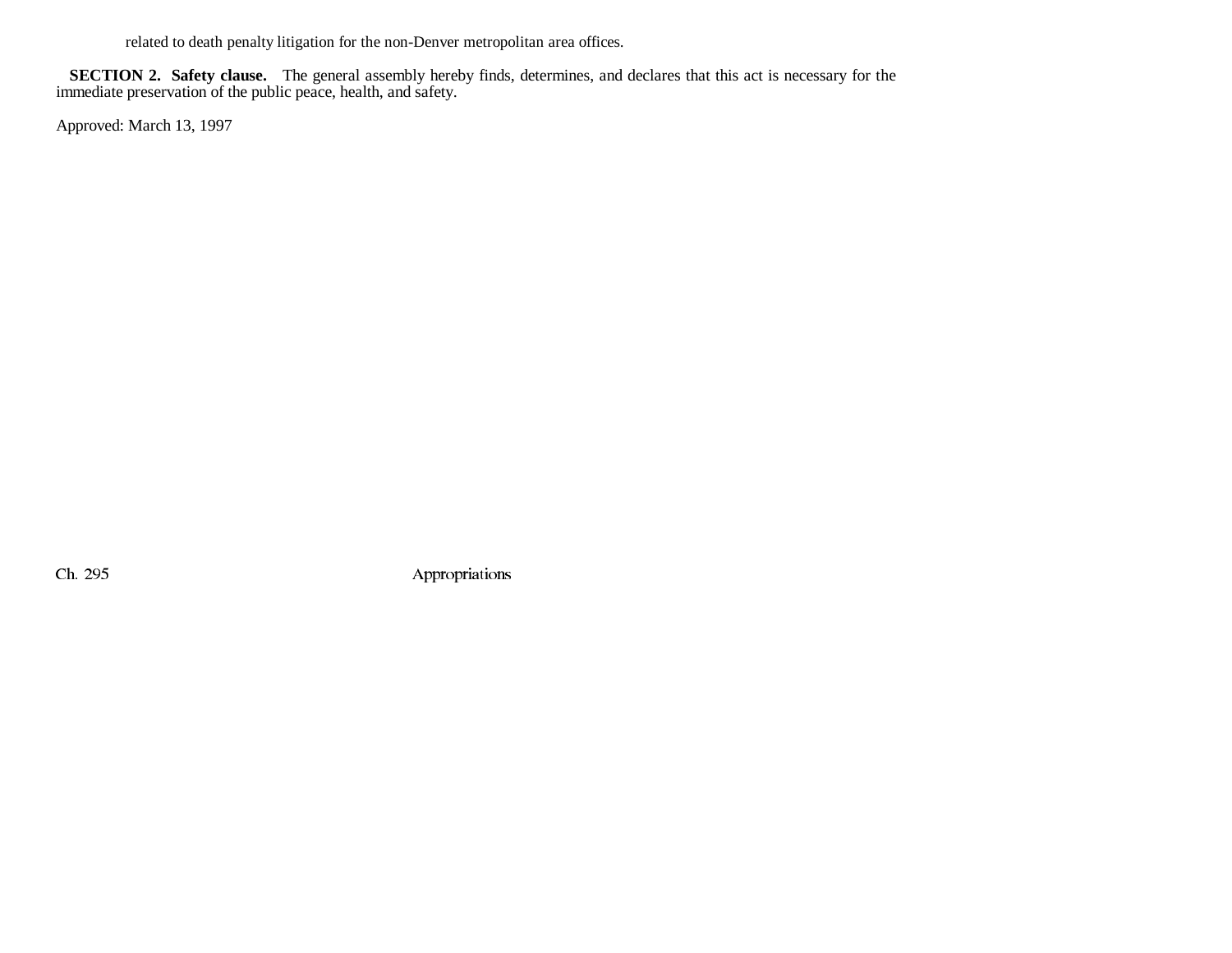related to death penalty litigation for the non-Denver metropolitan area offices.

**SECTION 2. Safety clause.** The general assembly hereby finds, determines, and declares that this act is necessary for the immediate preservation of the public peace, health, and safety.

Approved: March 13, 1997